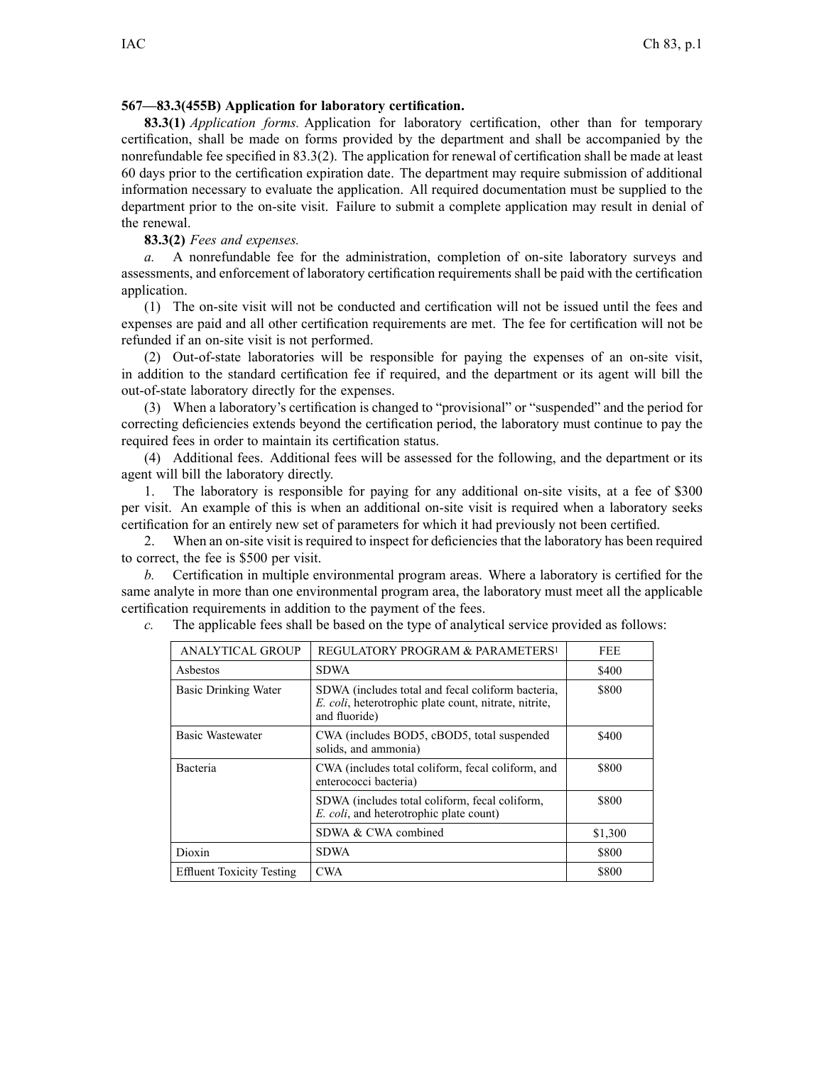**567—83.3(455B) Application for laboratory certification.**

**83.3(1)** *Application forms.* Application for laboratory certification, other than for temporary certification, shall be made on forms provided by the department and shall be accompanied by the nonrefundable fee specified in 83.3(2). The application for renewal of certification shall be made at least 60 days prior to the certification expiration date. The department may require submission of additional information necessary to evaluate the application. All required documentation must be supplied to the department prior to the on-site visit. Failure to submit a complete application may result in denial of the renewal.

**83.3(2)** *Fees and expenses.*

*a.* A nonrefundable fee for the administration, completion of on-site laboratory surveys and assessments, and enforcement of laboratory certification requirements shall be paid with the certification application.

(1) The on-site visit will not be conducted and certification will not be issued until the fees and expenses are paid and all other certification requirements are met. The fee for certification will not be refunded if an on-site visit is not performed.

(2) Out-of-state laboratories will be responsible for paying the expenses of an on-site visit, in addition to the standard certification fee if required, and the department or its agent will bill the out-of-state laboratory directly for the expenses.

(3) When a laboratory's certification is changed to "provisional" or "suspended" and the period for correcting deficiencies extends beyond the certification period, the laboratory must continue to pay the required fees in order to maintain its certification status.

(4) Additional fees. Additional fees will be assessed for the following, and the department or its agent will bill the laboratory directly.

1. The laboratory is responsible for paying for any additional on-site visits, at a fee of $300 per visit. An example of this is when an additional on-site visit is required when a laboratory seeks certification for an entirely new set of parameters for which it had previously not been certified.

2. When an on-site visit is required to inspect for deficiencies that the laboratory has been required to correct, the fee is $500 per visit.

*b.* Certification in multiple environmental program areas. Where a laboratory is certified for the same analyte in more than one environmental program area, the laboratory must meet all the applicable certification requirements in addition to the payment of the fees.

*c.* The applicable fees shall be based on the type of analytical service provided as follows:

| ANALYTICAL GROUP | REGULATORY PROGRAM & PARAMETERS[1] | FEE |
|---|---|---|
| Asbestos | SDWA | $400 |
| Basic Drinking Water | SDWA (includes total and fecal coliform bacteria, *E. coli*, heterotrophic plate count, nitrate, nitrite, and fluoride) | $800 |
| Basic Wastewater | CWA (includes BOD5, cBOD5, total suspended solids, and ammonia) | $400 |
| Bacteria | CWA (includes total coliform, fecal coliform, and enterococci bacteria) | $800 |
| | SDWA (includes total coliform, fecal coliform, *E. coli*, and heterotrophic plate count) | $800 |
| | SDWA & CWA combined | $1,300 |
| Dioxin | SDWA | $800 |
| Effluent Toxicity Testing | CWA | $800 |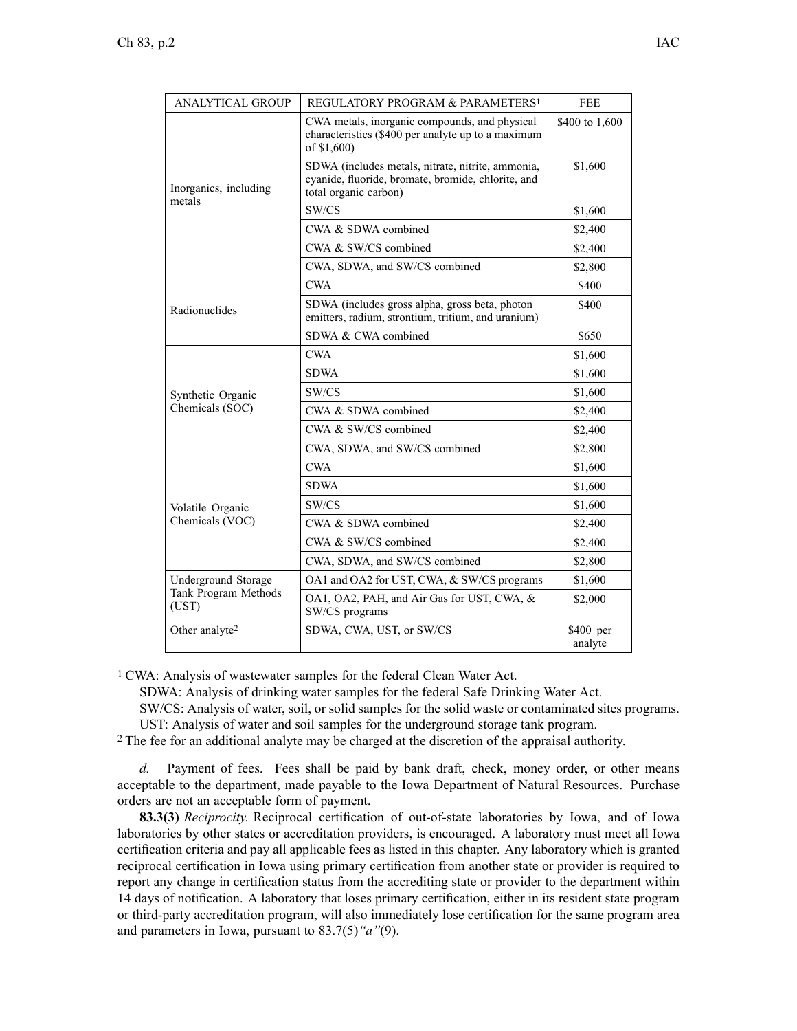| ANALYTICAL GROUP | REGULATORY PROGRAM & PARAMETERS[1] | FEE |
|---|---|---|
| Inorganics, including metals | CWA metals, inorganic compounds, and physical characteristics ($400 per analyte up to a maximum of $1,600) | $400 to 1,600 |
| | SDWA (includes metals, nitrate, nitrite, ammonia, cyanide, fluoride, bromate, bromide, chlorite, and total organic carbon) | $1,600 |
| | SW/CS | $1,600 |
| | CWA & SDWA combined | $2,400 |
| | CWA & SW/CS combined | $2,400 |
| | CWA, SDWA, and SW/CS combined | $2,800 |
| Radionuclides | CWA | $400 |
| | SDWA (includes gross alpha, gross beta, photon emitters, radium, strontium, tritium, and uranium) | $400 |
| | SDWA & CWA combined | $650 |
| Synthetic Organic Chemicals (SOC) | CWA | $1,600 |
| | SDWA | $1,600 |
| | SW/CS | $1,600 |
| | CWA & SDWA combined | $2,400 |
| | CWA & SW/CS combined | $2,400 |
| | CWA, SDWA, and SW/CS combined | $2,800 |
| Volatile Organic Chemicals (VOC) | CWA | $1,600 |
| | SDWA | $1,600 |
| | SW/CS | $1,600 |
| | CWA & SDWA combined | $2,400 |
| | CWA & SW/CS combined | $2,400 |
| | CWA, SDWA, and SW/CS combined | $2,800 |
| Underground Storage Tank Program Methods (UST) | OA1 and OA2 for UST, CWA, & SW/CS programs | $1,600 |
| | OA1, OA2, PAH, and Air Gas for UST, CWA, & SW/CS programs | $2,000 |
| Other analyte[2] | SDWA, CWA, UST, or SW/CS | $400 per analyte |

[1] CWA: Analysis of wastewater samples for the federal Clean Water Act.
SDWA: Analysis of drinking water samples for the federal Safe Drinking Water Act.
SW/CS: Analysis of water, soil, or solid samples for the solid waste or contaminated sites programs.
UST: Analysis of water and soil samples for the underground storage tank program.

[2] The fee for an additional analyte may be charged at the discretion of the appraisal authority.

*d.* Payment of fees. Fees shall be paid by bank draft, check, money order, or other means acceptable to the department, made payable to the Iowa Department of Natural Resources. Purchase orders are not an acceptable form of payment.

**83.3(3)** *Reciprocity.* Reciprocal certification of out-of-state laboratories by Iowa, and of Iowa laboratories by other states or accreditation providers, is encouraged. A laboratory must meet all Iowa certification criteria and pay all applicable fees as listed in this chapter. Any laboratory which is granted reciprocal certification in Iowa using primary certification from another state or provider is required to report any change in certification status from the accrediting state or provider to the department within 14 days of notification. A laboratory that loses primary certification, either in its resident state program or third-party accreditation program, will also immediately lose certification for the same program area and parameters in Iowa, pursuant to 83.7(5)*"a"*(9).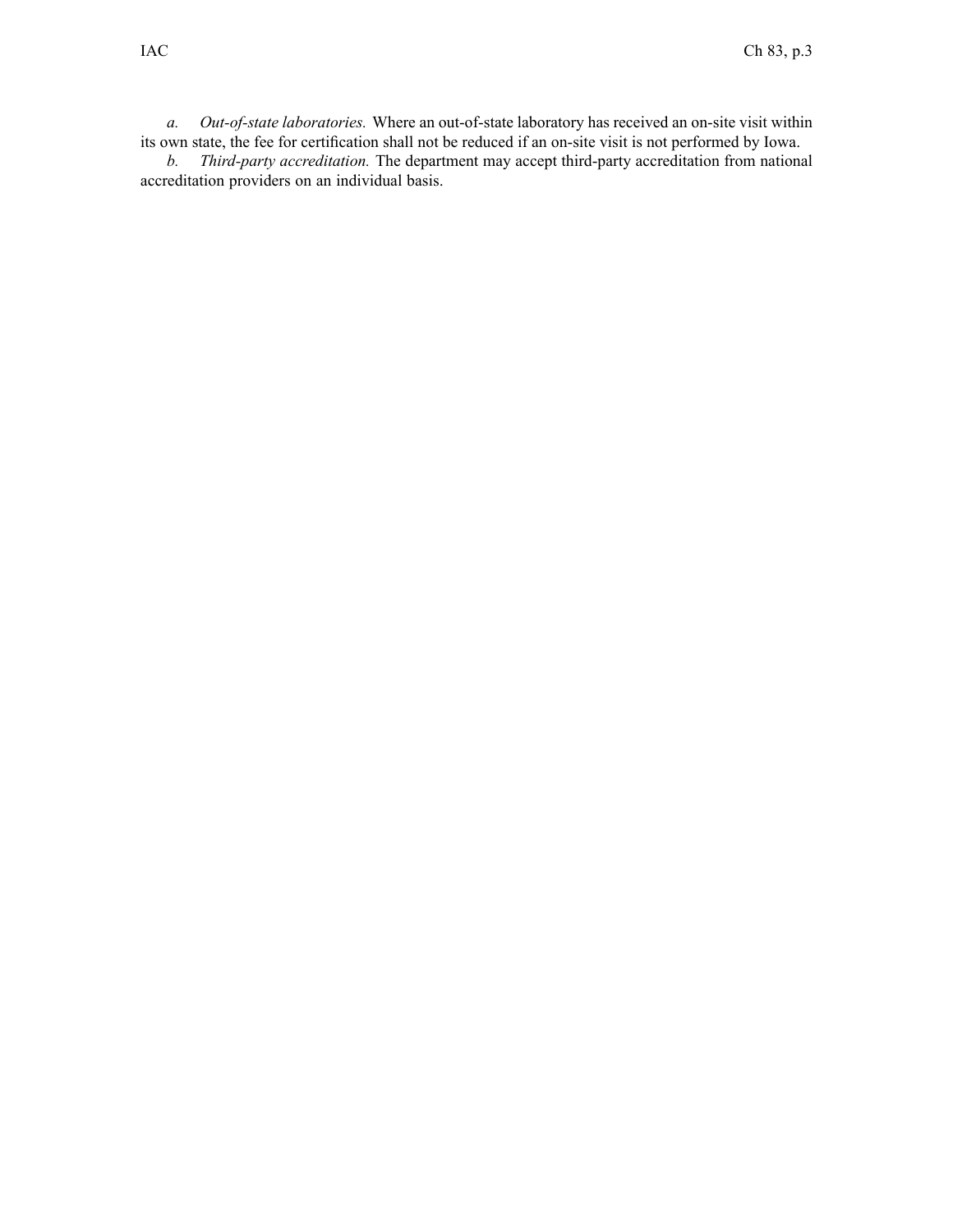*a. Out-of-state laboratories.* Where an out-of-state laboratory has received an on-site visit within its own state, the fee for certification shall not be reduced if an on-site visit is not performed by Iowa.

*b. Third-party accreditation.* The department may accept third-party accreditation from national accreditation providers on an individual basis.